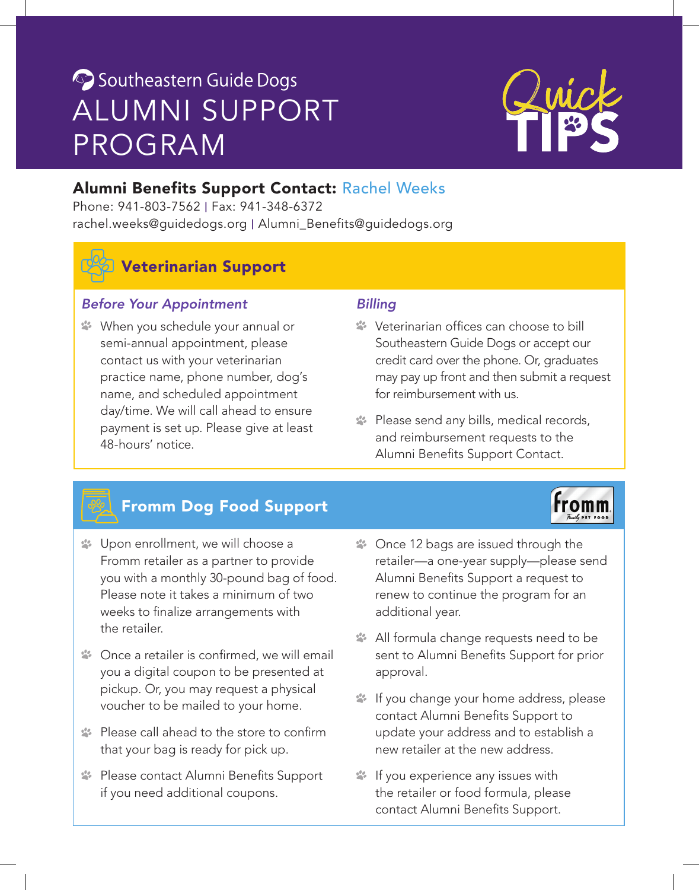# Southeastern Guide Dogs ALUMNI SUPPORT PROGRAM

Quick TIPS

**Alumni Benefits Support Contact:** Rachel Weeks
Phone: 941-803-7562 | Fax: 941-348-6372
rachel.weeks@guidedogs.org | Alumni_Benefits@guidedogs.org

## Veterinarian Support

### *Before Your Appointment*

- When you schedule your annual or semi-annual appointment, please contact us with your veterinarian practice name, phone number, dog's name, and scheduled appointment day/time. We will call ahead to ensure payment is set up. Please give at least 48-hours' notice.

### *Billing*

- Veterinarian offices can choose to bill Southeastern Guide Dogs or accept our credit card over the phone. Or, graduates may pay up front and then submit a request for reimbursement with us.
- Please send any bills, medical records, and reimbursement requests to the Alumni Benefits Support Contact.

## Fromm Dog Food Support

- Upon enrollment, we will choose a Fromm retailer as a partner to provide you with a monthly 30-pound bag of food. Please note it takes a minimum of two weeks to finalize arrangements with the retailer.
- Once a retailer is confirmed, we will email you a digital coupon to be presented at pickup. Or, you may request a physical voucher to be mailed to your home.
- Please call ahead to the store to confirm that your bag is ready for pick up.
- Please contact Alumni Benefits Support if you need additional coupons.
- Once 12 bags are issued through the retailer—a one-year supply—please send Alumni Benefits Support a request to renew to continue the program for an additional year.
- All formula change requests need to be sent to Alumni Benefits Support for prior approval.
- If you change your home address, please contact Alumni Benefits Support to update your address and to establish a new retailer at the new address.
- If you experience any issues with the retailer or food formula, please contact Alumni Benefits Support.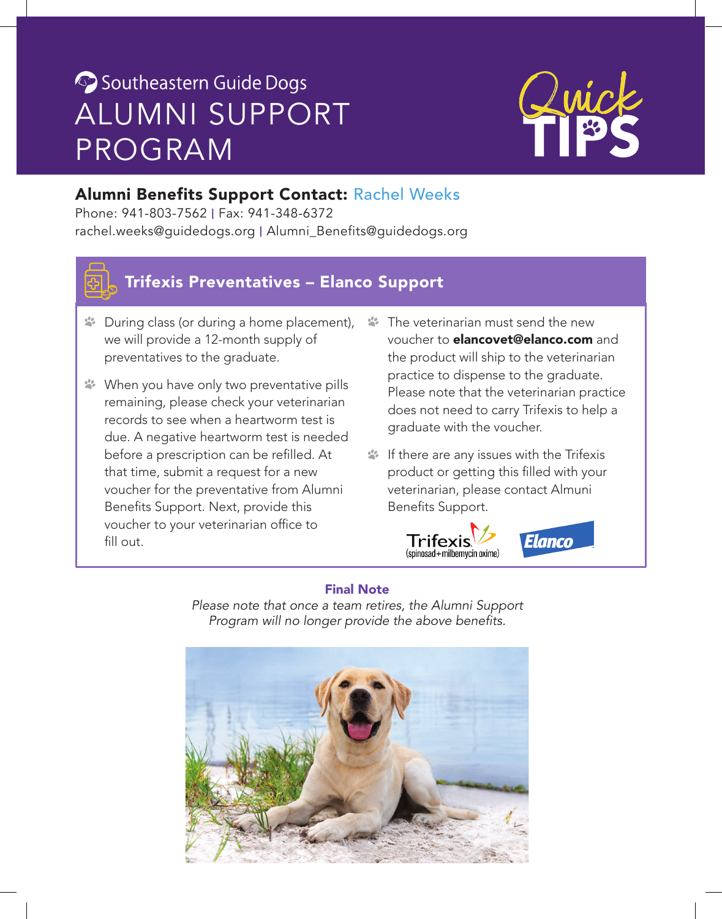Southeastern Guide Dogs

# ALUMNI SUPPORT PROGRAM

Quick TIPS

**Alumni Benefits Support Contact:** Rachel Weeks

Phone: 941-803-7562 | Fax: 941-348-6372

rachel.weeks@guidedogs.org | Alumni_Benefits@guidedogs.org

## Trifexis Preventatives – Elanco Support

- During class (or during a home placement), we will provide a 12-month supply of preventatives to the graduate.
- When you have only two preventative pills remaining, please check your veterinarian records to see when a heartworm test is due. A negative heartworm test is needed before a prescription can be refilled. At that time, submit a request for a new voucher for the preventative from Alumni Benefits Support. Next, provide this voucher to your veterinarian office to fill out.
- The veterinarian must send the new voucher to **elancovet@elanco.com** and the product will ship to the veterinarian practice to dispense to the graduate. Please note that the veterinarian practice does not need to carry Trifexis to help a graduate with the voucher.
- If there are any issues with the Trifexis product or getting this filled with your veterinarian, please contact Almuni Benefits Support.

Trifexis (spinosad+milbemycin oxime)

Elanco

**Final Note**

*Please note that once a team retires, the Alumni Support Program will no longer provide the above benefits.*